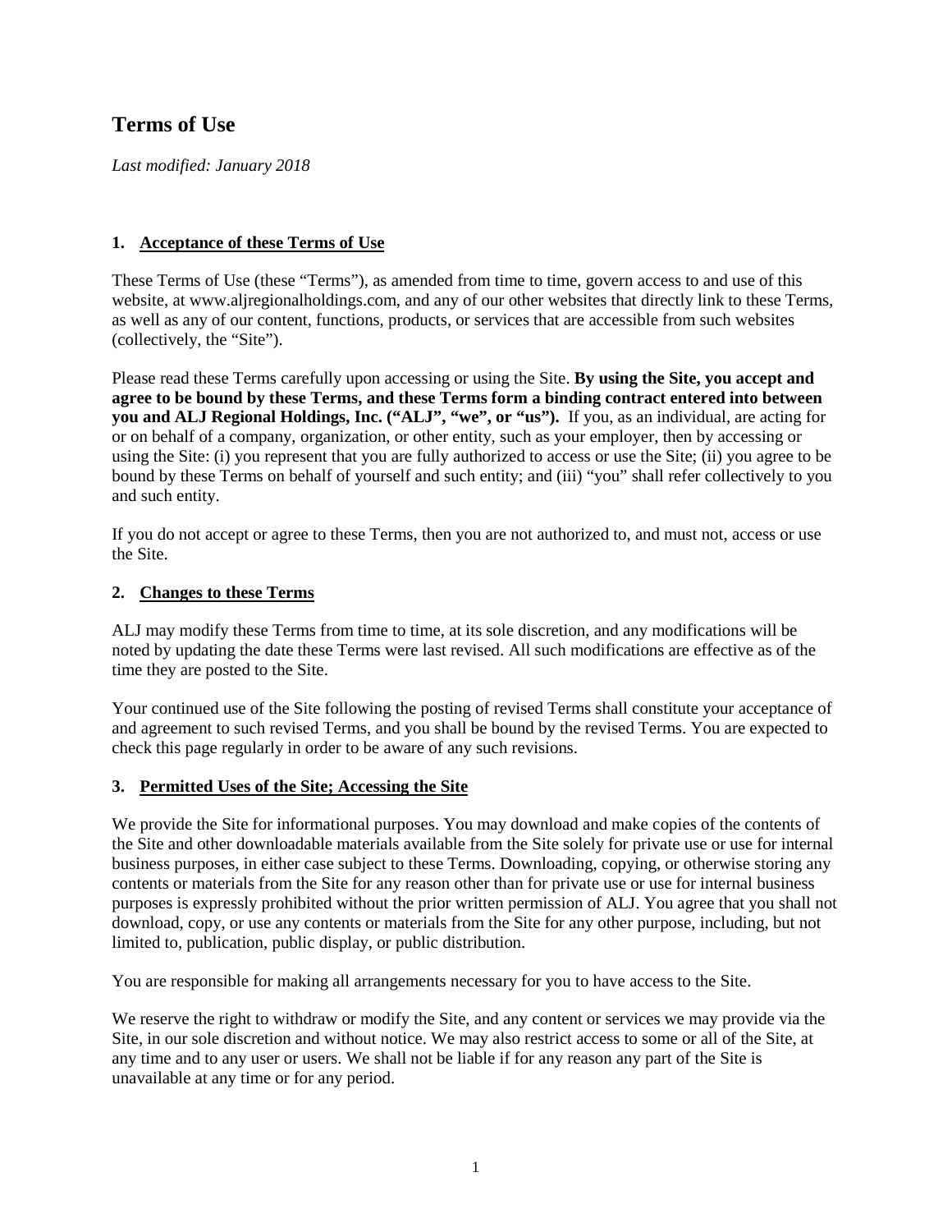# Terms of Use

*Last modified: January 2018*

## 1. Acceptance of these Terms of Use

These Terms of Use (these "Terms"), as amended from time to time, govern access to and use of this website, at www.aljregionalholdings.com, and any of our other websites that directly link to these Terms, as well as any of our content, functions, products, or services that are accessible from such websites (collectively, the "Site").

Please read these Terms carefully upon accessing or using the Site. **By using the Site, you accept and agree to be bound by these Terms, and these Terms form a binding contract entered into between you and ALJ Regional Holdings, Inc. ("ALJ", "we", or "us").** If you, as an individual, are acting for or on behalf of a company, organization, or other entity, such as your employer, then by accessing or using the Site: (i) you represent that you are fully authorized to access or use the Site; (ii) you agree to be bound by these Terms on behalf of yourself and such entity; and (iii) "you" shall refer collectively to you and such entity.

If you do not accept or agree to these Terms, then you are not authorized to, and must not, access or use the Site.

## 2. Changes to these Terms

ALJ may modify these Terms from time to time, at its sole discretion, and any modifications will be noted by updating the date these Terms were last revised. All such modifications are effective as of the time they are posted to the Site.

Your continued use of the Site following the posting of revised Terms shall constitute your acceptance of and agreement to such revised Terms, and you shall be bound by the revised Terms. You are expected to check this page regularly in order to be aware of any such revisions.

## 3. Permitted Uses of the Site; Accessing the Site

We provide the Site for informational purposes. You may download and make copies of the contents of the Site and other downloadable materials available from the Site solely for private use or use for internal business purposes, in either case subject to these Terms. Downloading, copying, or otherwise storing any contents or materials from the Site for any reason other than for private use or use for internal business purposes is expressly prohibited without the prior written permission of ALJ. You agree that you shall not download, copy, or use any contents or materials from the Site for any other purpose, including, but not limited to, publication, public display, or public distribution.

You are responsible for making all arrangements necessary for you to have access to the Site.

We reserve the right to withdraw or modify the Site, and any content or services we may provide via the Site, in our sole discretion and without notice. We may also restrict access to some or all of the Site, at any time and to any user or users. We shall not be liable if for any reason any part of the Site is unavailable at any time or for any period.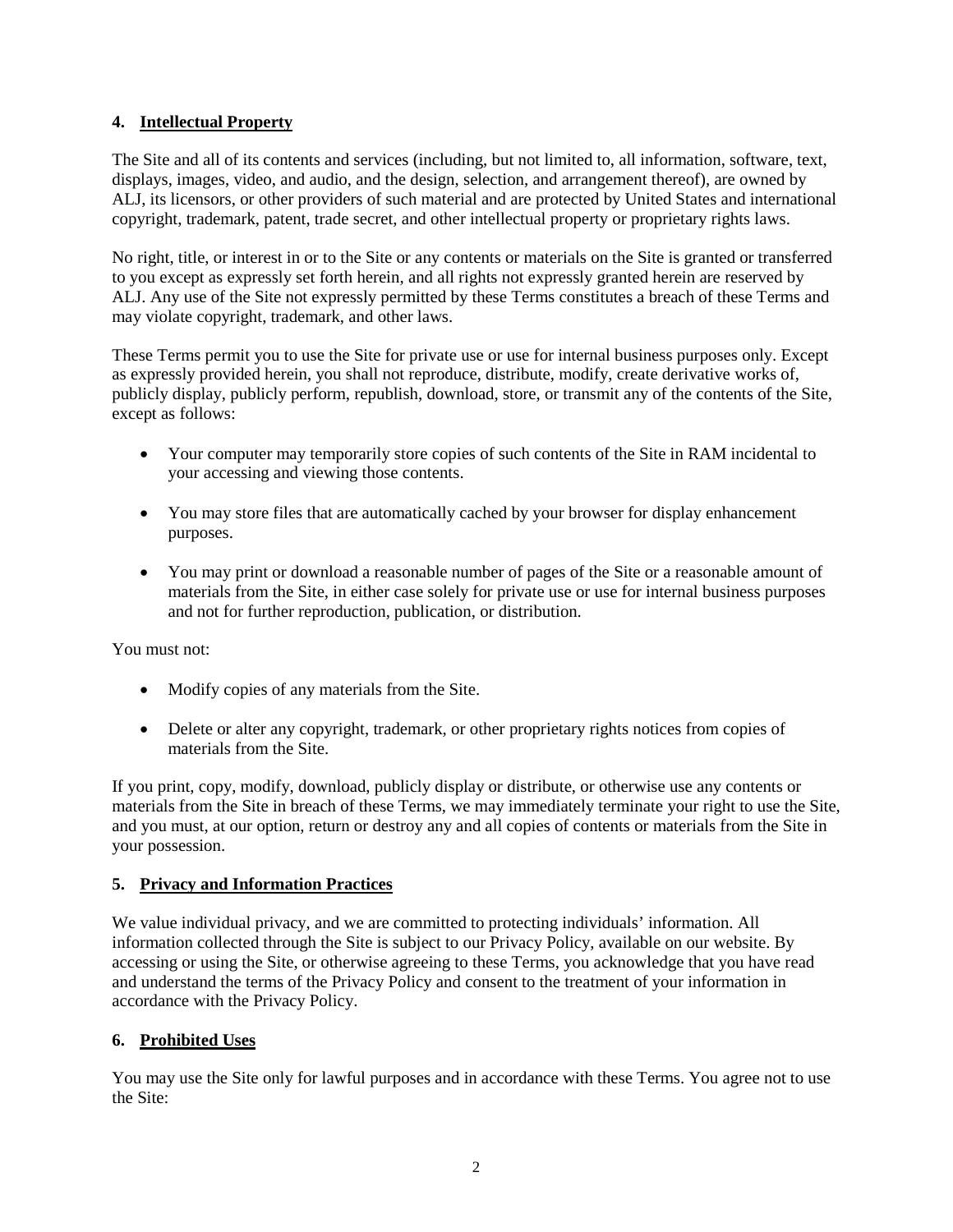### 4. Intellectual Property

The Site and all of its contents and services (including, but not limited to, all information, software, text, displays, images, video, and audio, and the design, selection, and arrangement thereof), are owned by ALJ, its licensors, or other providers of such material and are protected by United States and international copyright, trademark, patent, trade secret, and other intellectual property or proprietary rights laws.

No right, title, or interest in or to the Site or any contents or materials on the Site is granted or transferred to you except as expressly set forth herein, and all rights not expressly granted herein are reserved by ALJ. Any use of the Site not expressly permitted by these Terms constitutes a breach of these Terms and may violate copyright, trademark, and other laws.

These Terms permit you to use the Site for private use or use for internal business purposes only. Except as expressly provided herein, you shall not reproduce, distribute, modify, create derivative works of, publicly display, publicly perform, republish, download, store, or transmit any of the contents of the Site, except as follows:

- Your computer may temporarily store copies of such contents of the Site in RAM incidental to your accessing and viewing those contents.
- You may store files that are automatically cached by your browser for display enhancement purposes.
- You may print or download a reasonable number of pages of the Site or a reasonable amount of materials from the Site, in either case solely for private use or use for internal business purposes and not for further reproduction, publication, or distribution.

You must not:

- Modify copies of any materials from the Site.
- Delete or alter any copyright, trademark, or other proprietary rights notices from copies of materials from the Site.

If you print, copy, modify, download, publicly display or distribute, or otherwise use any contents or materials from the Site in breach of these Terms, we may immediately terminate your right to use the Site, and you must, at our option, return or destroy any and all copies of contents or materials from the Site in your possession.

### 5. Privacy and Information Practices

We value individual privacy, and we are committed to protecting individuals' information. All information collected through the Site is subject to our Privacy Policy, available on our website. By accessing or using the Site, or otherwise agreeing to these Terms, you acknowledge that you have read and understand the terms of the Privacy Policy and consent to the treatment of your information in accordance with the Privacy Policy.

### 6. Prohibited Uses

You may use the Site only for lawful purposes and in accordance with these Terms. You agree not to use the Site: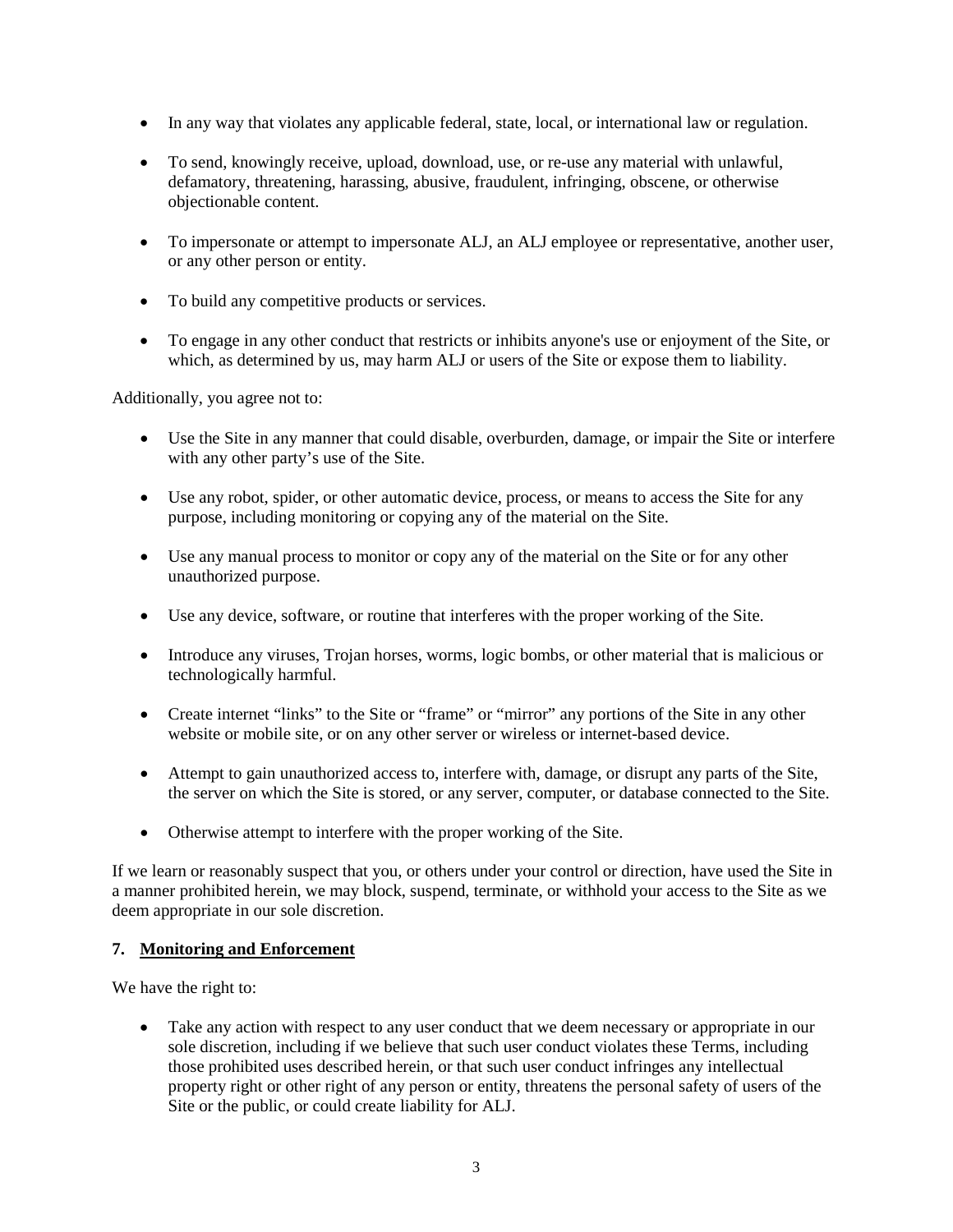- In any way that violates any applicable federal, state, local, or international law or regulation.
- To send, knowingly receive, upload, download, use, or re-use any material with unlawful, defamatory, threatening, harassing, abusive, fraudulent, infringing, obscene, or otherwise objectionable content.
- To impersonate or attempt to impersonate ALJ, an ALJ employee or representative, another user, or any other person or entity.
- To build any competitive products or services.
- To engage in any other conduct that restricts or inhibits anyone's use or enjoyment of the Site, or which, as determined by us, may harm ALJ or users of the Site or expose them to liability.

Additionally, you agree not to:

- Use the Site in any manner that could disable, overburden, damage, or impair the Site or interfere with any other party's use of the Site.
- Use any robot, spider, or other automatic device, process, or means to access the Site for any purpose, including monitoring or copying any of the material on the Site.
- Use any manual process to monitor or copy any of the material on the Site or for any other unauthorized purpose.
- Use any device, software, or routine that interferes with the proper working of the Site.
- Introduce any viruses, Trojan horses, worms, logic bombs, or other material that is malicious or technologically harmful.
- Create internet "links" to the Site or "frame" or "mirror" any portions of the Site in any other website or mobile site, or on any other server or wireless or internet-based device.
- Attempt to gain unauthorized access to, interfere with, damage, or disrupt any parts of the Site, the server on which the Site is stored, or any server, computer, or database connected to the Site.
- Otherwise attempt to interfere with the proper working of the Site.

If we learn or reasonably suspect that you, or others under your control or direction, have used the Site in a manner prohibited herein, we may block, suspend, terminate, or withhold your access to the Site as we deem appropriate in our sole discretion.

## 7. Monitoring and Enforcement

We have the right to:

- Take any action with respect to any user conduct that we deem necessary or appropriate in our sole discretion, including if we believe that such user conduct violates these Terms, including those prohibited uses described herein, or that such user conduct infringes any intellectual property right or other right of any person or entity, threatens the personal safety of users of the Site or the public, or could create liability for ALJ.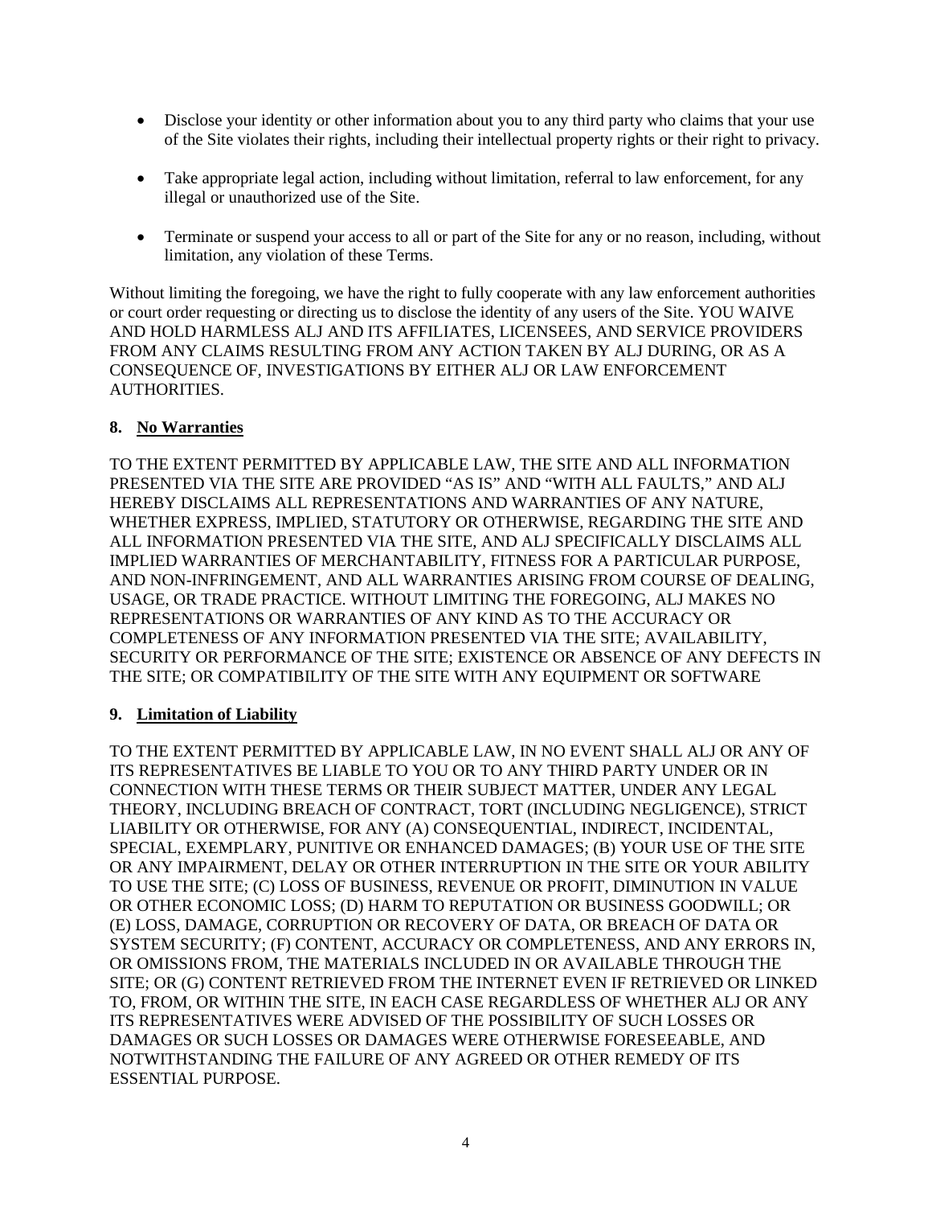- Disclose your identity or other information about you to any third party who claims that your use of the Site violates their rights, including their intellectual property rights or their right to privacy.
- Take appropriate legal action, including without limitation, referral to law enforcement, for any illegal or unauthorized use of the Site.
- Terminate or suspend your access to all or part of the Site for any or no reason, including, without limitation, any violation of these Terms.

Without limiting the foregoing, we have the right to fully cooperate with any law enforcement authorities or court order requesting or directing us to disclose the identity of any users of the Site. YOU WAIVE AND HOLD HARMLESS ALJ AND ITS AFFILIATES, LICENSEES, AND SERVICE PROVIDERS FROM ANY CLAIMS RESULTING FROM ANY ACTION TAKEN BY ALJ DURING, OR AS A CONSEQUENCE OF, INVESTIGATIONS BY EITHER ALJ OR LAW ENFORCEMENT AUTHORITIES.

## 8. No Warranties

TO THE EXTENT PERMITTED BY APPLICABLE LAW, THE SITE AND ALL INFORMATION PRESENTED VIA THE SITE ARE PROVIDED "AS IS" AND "WITH ALL FAULTS," AND ALJ HEREBY DISCLAIMS ALL REPRESENTATIONS AND WARRANTIES OF ANY NATURE, WHETHER EXPRESS, IMPLIED, STATUTORY OR OTHERWISE, REGARDING THE SITE AND ALL INFORMATION PRESENTED VIA THE SITE, AND ALJ SPECIFICALLY DISCLAIMS ALL IMPLIED WARRANTIES OF MERCHANTABILITY, FITNESS FOR A PARTICULAR PURPOSE, AND NON-INFRINGEMENT, AND ALL WARRANTIES ARISING FROM COURSE OF DEALING, USAGE, OR TRADE PRACTICE. WITHOUT LIMITING THE FOREGOING, ALJ MAKES NO REPRESENTATIONS OR WARRANTIES OF ANY KIND AS TO THE ACCURACY OR COMPLETENESS OF ANY INFORMATION PRESENTED VIA THE SITE; AVAILABILITY, SECURITY OR PERFORMANCE OF THE SITE; EXISTENCE OR ABSENCE OF ANY DEFECTS IN THE SITE; OR COMPATIBILITY OF THE SITE WITH ANY EQUIPMENT OR SOFTWARE

## 9. Limitation of Liability

TO THE EXTENT PERMITTED BY APPLICABLE LAW, IN NO EVENT SHALL ALJ OR ANY OF ITS REPRESENTATIVES BE LIABLE TO YOU OR TO ANY THIRD PARTY UNDER OR IN CONNECTION WITH THESE TERMS OR THEIR SUBJECT MATTER, UNDER ANY LEGAL THEORY, INCLUDING BREACH OF CONTRACT, TORT (INCLUDING NEGLIGENCE), STRICT LIABILITY OR OTHERWISE, FOR ANY (A) CONSEQUENTIAL, INDIRECT, INCIDENTAL, SPECIAL, EXEMPLARY, PUNITIVE OR ENHANCED DAMAGES; (B) YOUR USE OF THE SITE OR ANY IMPAIRMENT, DELAY OR OTHER INTERRUPTION IN THE SITE OR YOUR ABILITY TO USE THE SITE; (C) LOSS OF BUSINESS, REVENUE OR PROFIT, DIMINUTION IN VALUE OR OTHER ECONOMIC LOSS; (D) HARM TO REPUTATION OR BUSINESS GOODWILL; OR (E) LOSS, DAMAGE, CORRUPTION OR RECOVERY OF DATA, OR BREACH OF DATA OR SYSTEM SECURITY; (F) CONTENT, ACCURACY OR COMPLETENESS, AND ANY ERRORS IN, OR OMISSIONS FROM, THE MATERIALS INCLUDED IN OR AVAILABLE THROUGH THE SITE; OR (G) CONTENT RETRIEVED FROM THE INTERNET EVEN IF RETRIEVED OR LINKED TO, FROM, OR WITHIN THE SITE, IN EACH CASE REGARDLESS OF WHETHER ALJ OR ANY ITS REPRESENTATIVES WERE ADVISED OF THE POSSIBILITY OF SUCH LOSSES OR DAMAGES OR SUCH LOSSES OR DAMAGES WERE OTHERWISE FORESEEABLE, AND NOTWITHSTANDING THE FAILURE OF ANY AGREED OR OTHER REMEDY OF ITS ESSENTIAL PURPOSE.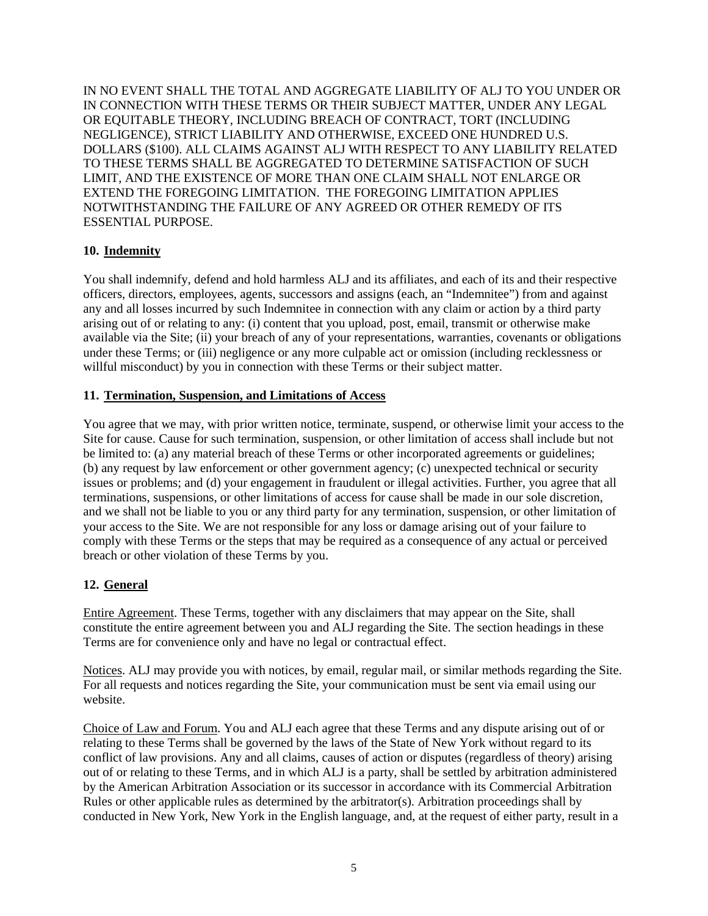IN NO EVENT SHALL THE TOTAL AND AGGREGATE LIABILITY OF ALJ TO YOU UNDER OR IN CONNECTION WITH THESE TERMS OR THEIR SUBJECT MATTER, UNDER ANY LEGAL OR EQUITABLE THEORY, INCLUDING BREACH OF CONTRACT, TORT (INCLUDING NEGLIGENCE), STRICT LIABILITY AND OTHERWISE, EXCEED ONE HUNDRED U.S. DOLLARS ($100). ALL CLAIMS AGAINST ALJ WITH RESPECT TO ANY LIABILITY RELATED TO THESE TERMS SHALL BE AGGREGATED TO DETERMINE SATISFACTION OF SUCH LIMIT, AND THE EXISTENCE OF MORE THAN ONE CLAIM SHALL NOT ENLARGE OR EXTEND THE FOREGOING LIMITATION. THE FOREGOING LIMITATION APPLIES NOTWITHSTANDING THE FAILURE OF ANY AGREED OR OTHER REMEDY OF ITS ESSENTIAL PURPOSE.

## 10. Indemnity

You shall indemnify, defend and hold harmless ALJ and its affiliates, and each of its and their respective officers, directors, employees, agents, successors and assigns (each, an "Indemnitee") from and against any and all losses incurred by such Indemnitee in connection with any claim or action by a third party arising out of or relating to any: (i) content that you upload, post, email, transmit or otherwise make available via the Site; (ii) your breach of any of your representations, warranties, covenants or obligations under these Terms; or (iii) negligence or any more culpable act or omission (including recklessness or willful misconduct) by you in connection with these Terms or their subject matter.

## 11. Termination, Suspension, and Limitations of Access

You agree that we may, with prior written notice, terminate, suspend, or otherwise limit your access to the Site for cause. Cause for such termination, suspension, or other limitation of access shall include but not be limited to: (a) any material breach of these Terms or other incorporated agreements or guidelines; (b) any request by law enforcement or other government agency; (c) unexpected technical or security issues or problems; and (d) your engagement in fraudulent or illegal activities. Further, you agree that all terminations, suspensions, or other limitations of access for cause shall be made in our sole discretion, and we shall not be liable to you or any third party for any termination, suspension, or other limitation of your access to the Site. We are not responsible for any loss or damage arising out of your failure to comply with these Terms or the steps that may be required as a consequence of any actual or perceived breach or other violation of these Terms by you.

## 12. General

Entire Agreement. These Terms, together with any disclaimers that may appear on the Site, shall constitute the entire agreement between you and ALJ regarding the Site. The section headings in these Terms are for convenience only and have no legal or contractual effect.

Notices. ALJ may provide you with notices, by email, regular mail, or similar methods regarding the Site. For all requests and notices regarding the Site, your communication must be sent via email using our website.

Choice of Law and Forum. You and ALJ each agree that these Terms and any dispute arising out of or relating to these Terms shall be governed by the laws of the State of New York without regard to its conflict of law provisions. Any and all claims, causes of action or disputes (regardless of theory) arising out of or relating to these Terms, and in which ALJ is a party, shall be settled by arbitration administered by the American Arbitration Association or its successor in accordance with its Commercial Arbitration Rules or other applicable rules as determined by the arbitrator(s). Arbitration proceedings shall by conducted in New York, New York in the English language, and, at the request of either party, result in a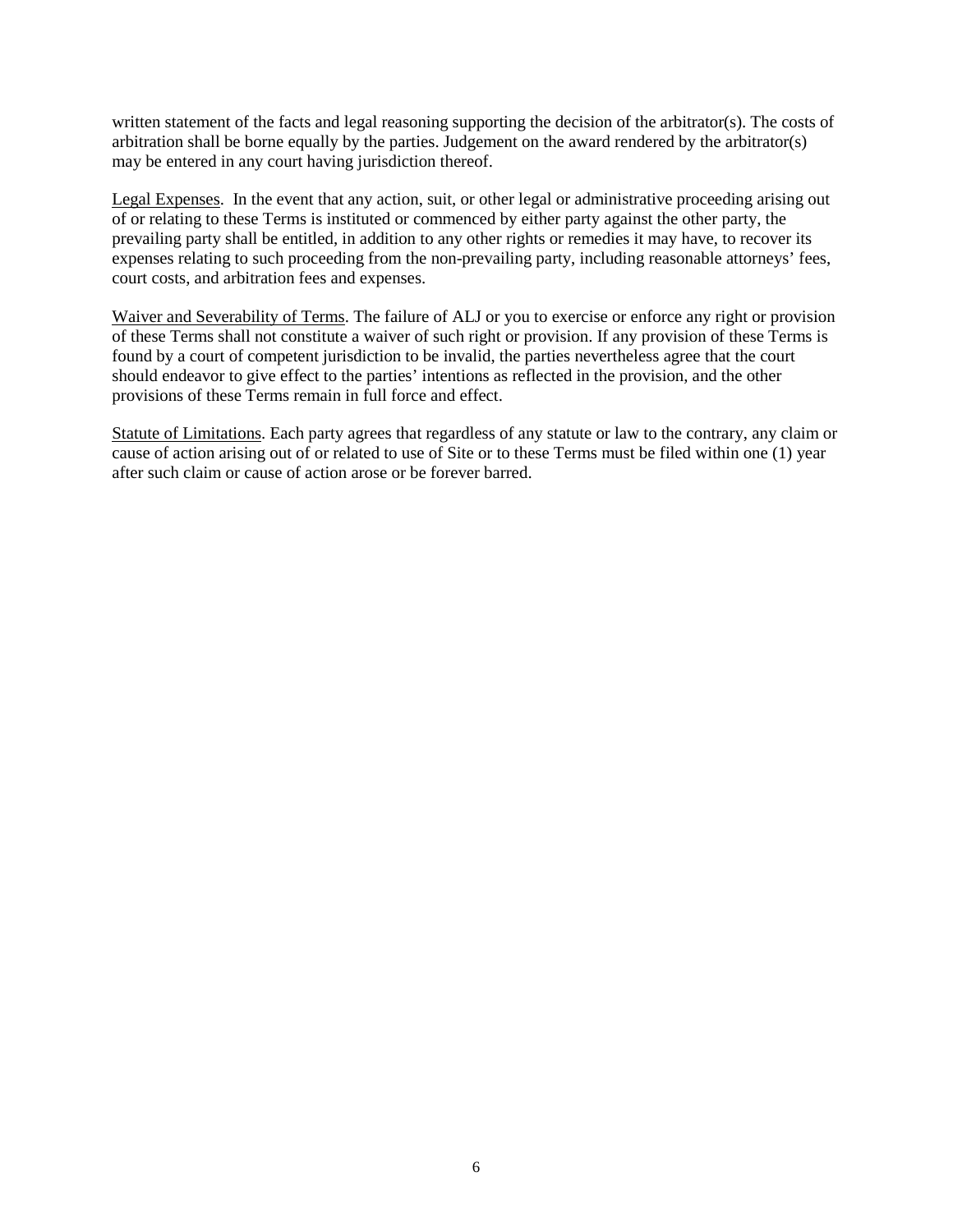written statement of the facts and legal reasoning supporting the decision of the arbitrator(s). The costs of arbitration shall be borne equally by the parties. Judgement on the award rendered by the arbitrator(s) may be entered in any court having jurisdiction thereof.

<u>Legal Expenses</u>. In the event that any action, suit, or other legal or administrative proceeding arising out of or relating to these Terms is instituted or commenced by either party against the other party, the prevailing party shall be entitled, in addition to any other rights or remedies it may have, to recover its expenses relating to such proceeding from the non-prevailing party, including reasonable attorneys' fees, court costs, and arbitration fees and expenses.

<u>Waiver and Severability of Terms</u>. The failure of ALJ or you to exercise or enforce any right or provision of these Terms shall not constitute a waiver of such right or provision. If any provision of these Terms is found by a court of competent jurisdiction to be invalid, the parties nevertheless agree that the court should endeavor to give effect to the parties' intentions as reflected in the provision, and the other provisions of these Terms remain in full force and effect.

<u>Statute of Limitations</u>. Each party agrees that regardless of any statute or law to the contrary, any claim or cause of action arising out of or related to use of Site or to these Terms must be filed within one (1) year after such claim or cause of action arose or be forever barred.